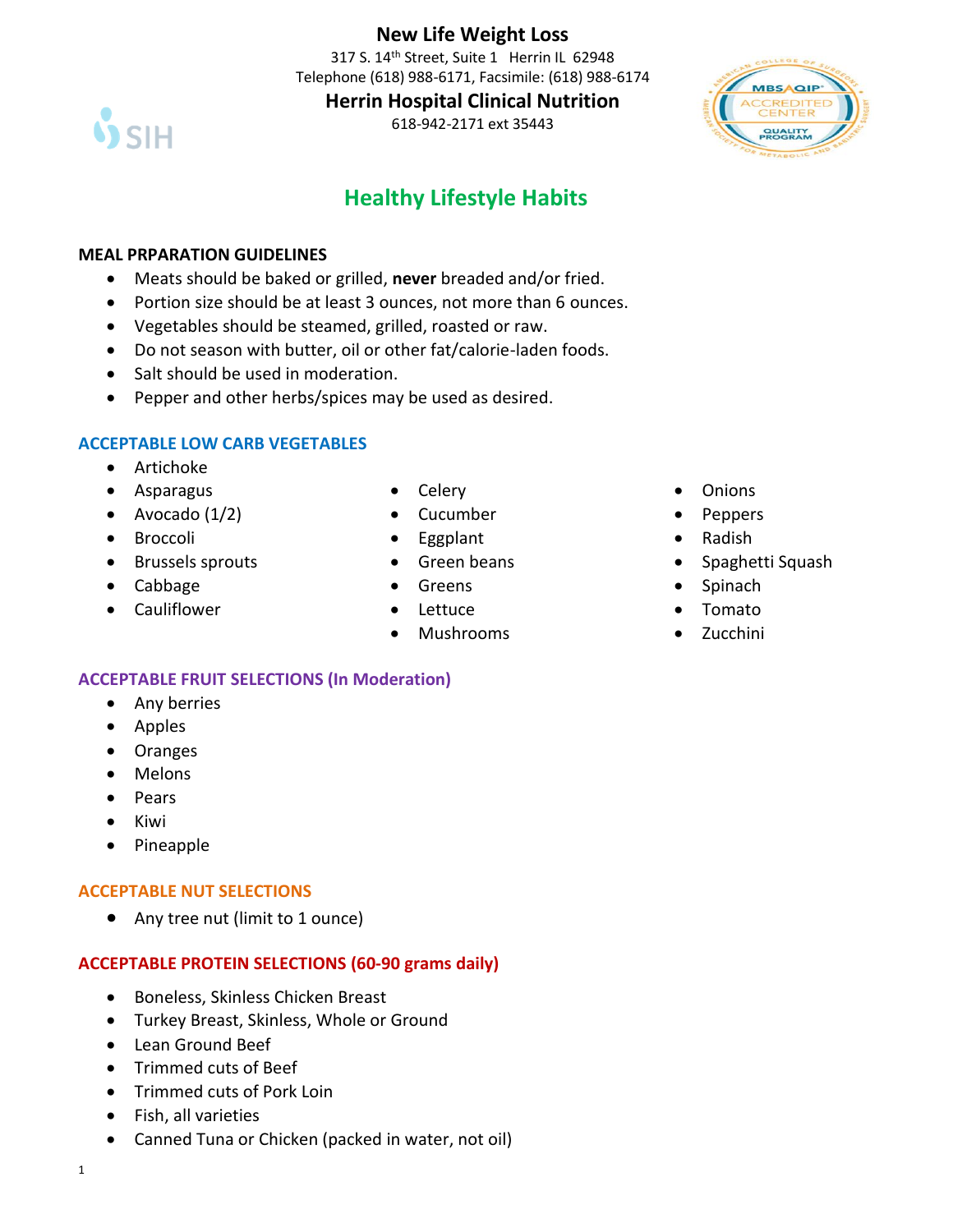**New Life Weight Loss**

317 S. 14th Street, Suite 1 Herrin IL 62948
Telephone (618) 988-6171, Facsimile: (618) 988-6174

**Herrin Hospital Clinical Nutrition**

618-942-2171 ext 35443

# Healthy Lifestyle Habits

## MEAL PRPARATION GUIDELINES

- Meats should be baked or grilled, **never** breaded and/or fried.
- Portion size should be at least 3 ounces, not more than 6 ounces.
- Vegetables should be steamed, grilled, roasted or raw.
- Do not season with butter, oil or other fat/calorie-laden foods.
- Salt should be used in moderation.
- Pepper and other herbs/spices may be used as desired.

## ACCEPTABLE LOW CARB VEGETABLES

- Artichoke
- Asparagus
- Avocado (1/2)
- Broccoli
- Brussels sprouts
- Cabbage
- Cauliflower
- Celery
- Cucumber
- Eggplant
- Green beans
- Greens
- Lettuce
- Mushrooms
- Onions
- Peppers
- Radish
- Spaghetti Squash
- Spinach
- Tomato
- Zucchini

## ACCEPTABLE FRUIT SELECTIONS (In Moderation)

- Any berries
- Apples
- Oranges
- Melons
- Pears
- Kiwi
- Pineapple

## ACCEPTABLE NUT SELECTIONS

- Any tree nut (limit to 1 ounce)

## ACCEPTABLE PROTEIN SELECTIONS (60-90 grams daily)

- Boneless, Skinless Chicken Breast
- Turkey Breast, Skinless, Whole or Ground
- Lean Ground Beef
- Trimmed cuts of Beef
- Trimmed cuts of Pork Loin
- Fish, all varieties
- Canned Tuna or Chicken (packed in water, not oil)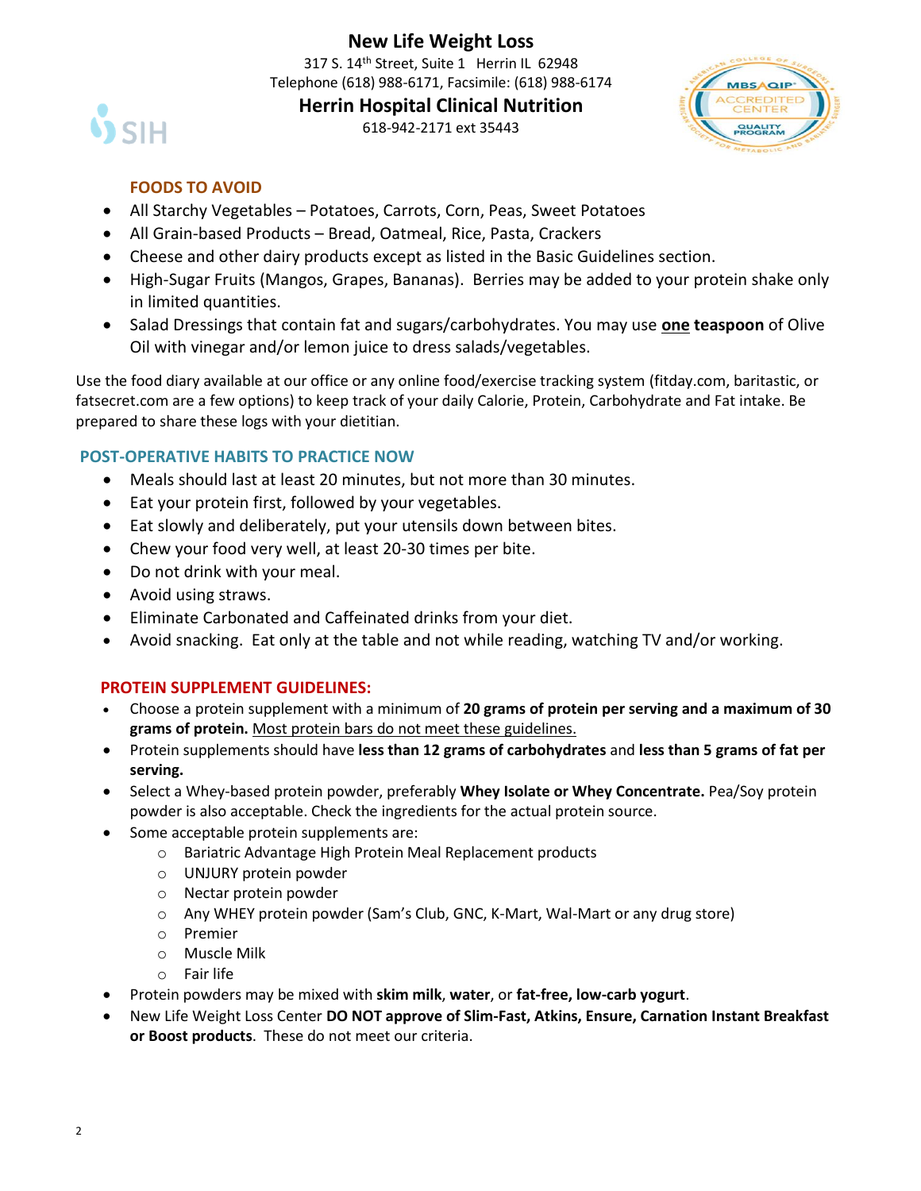# New Life Weight Loss

317 S. 14th Street, Suite 1 Herrin IL 62948
Telephone (618) 988-6171, Facsimile: (618) 988-6174

## Herrin Hospital Clinical Nutrition

618-942-2171 ext 35443

### FOODS TO AVOID

- All Starchy Vegetables – Potatoes, Carrots, Corn, Peas, Sweet Potatoes
- All Grain-based Products – Bread, Oatmeal, Rice, Pasta, Crackers
- Cheese and other dairy products except as listed in the Basic Guidelines section.
- High-Sugar Fruits (Mangos, Grapes, Bananas). Berries may be added to your protein shake only in limited quantities.
- Salad Dressings that contain fat and sugars/carbohydrates. You may use **one teaspoon** of Olive Oil with vinegar and/or lemon juice to dress salads/vegetables.

Use the food diary available at our office or any online food/exercise tracking system (fitday.com, baritastic, or fatsecret.com are a few options) to keep track of your daily Calorie, Protein, Carbohydrate and Fat intake. Be prepared to share these logs with your dietitian.

### POST-OPERATIVE HABITS TO PRACTICE NOW

- Meals should last at least 20 minutes, but not more than 30 minutes.
- Eat your protein first, followed by your vegetables.
- Eat slowly and deliberately, put your utensils down between bites.
- Chew your food very well, at least 20-30 times per bite.
- Do not drink with your meal.
- Avoid using straws.
- Eliminate Carbonated and Caffeinated drinks from your diet.
- Avoid snacking. Eat only at the table and not while reading, watching TV and/or working.

### PROTEIN SUPPLEMENT GUIDELINES:

- Choose a protein supplement with a minimum of **20 grams of protein per serving and a maximum of 30 grams of protein.** Most protein bars do not meet these guidelines.
- Protein supplements should have **less than 12 grams of carbohydrates** and **less than 5 grams of fat per serving.**
- Select a Whey-based protein powder, preferably **Whey Isolate or Whey Concentrate.** Pea/Soy protein powder is also acceptable. Check the ingredients for the actual protein source.
- Some acceptable protein supplements are:
  - Bariatric Advantage High Protein Meal Replacement products
  - UNJURY protein powder
  - Nectar protein powder
  - Any WHEY protein powder (Sam's Club, GNC, K-Mart, Wal-Mart or any drug store)
  - Premier
  - Muscle Milk
  - Fair life
- Protein powders may be mixed with **skim milk**, **water**, or **fat-free, low-carb yogurt**.
- New Life Weight Loss Center **DO NOT approve of Slim-Fast, Atkins, Ensure, Carnation Instant Breakfast or Boost products**. These do not meet our criteria.